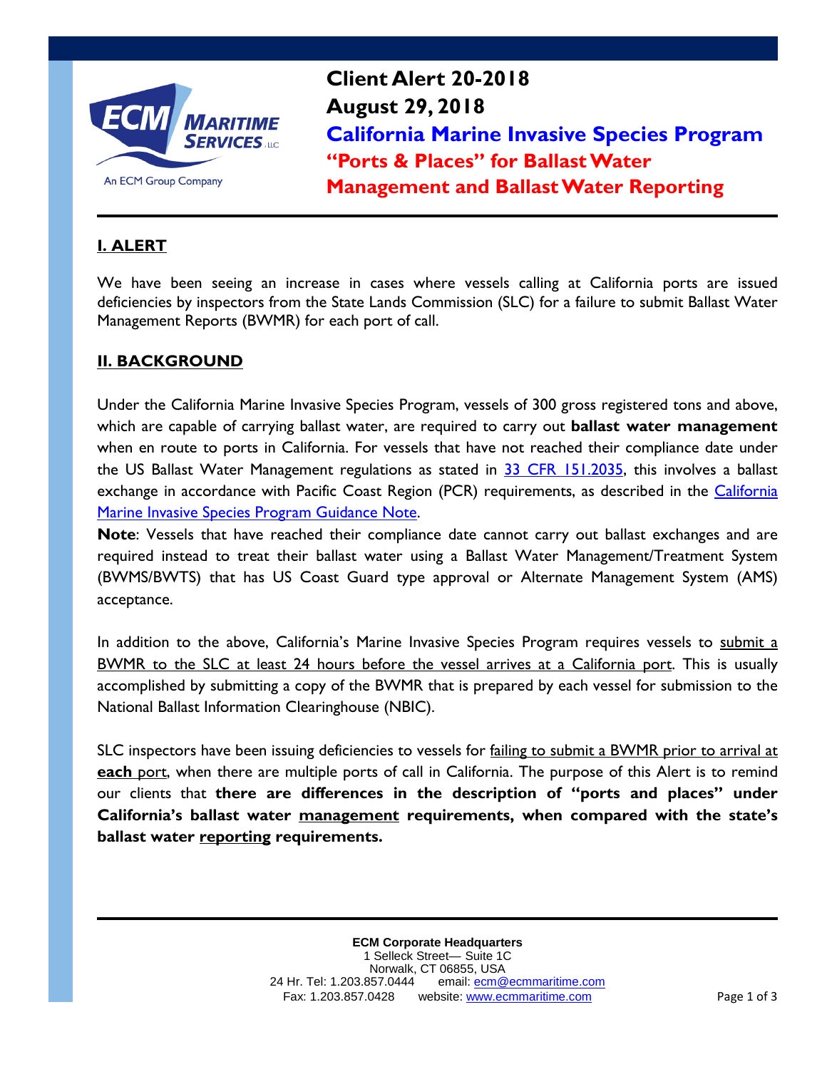# Client Alert 20-2018
# August 29, 2018
# California Marine Invasive Species Program
# "Ports & Places" for Ballast Water Management and Ballast Water Reporting

## I. ALERT

We have been seeing an increase in cases where vessels calling at California ports are issued deficiencies by inspectors from the State Lands Commission (SLC) for a failure to submit Ballast Water Management Reports (BWMR) for each port of call.

## II. BACKGROUND

Under the California Marine Invasive Species Program, vessels of 300 gross registered tons and above, which are capable of carrying ballast water, are required to carry out **ballast water management** when en route to ports in California. For vessels that have not reached their compliance date under the US Ballast Water Management regulations as stated in 33 CFR 151.2035, this involves a ballast exchange in accordance with Pacific Coast Region (PCR) requirements, as described in the California Marine Invasive Species Program Guidance Note.

**Note**: Vessels that have reached their compliance date cannot carry out ballast exchanges and are required instead to treat their ballast water using a Ballast Water Management/Treatment System (BWMS/BWTS) that has US Coast Guard type approval or Alternate Management System (AMS) acceptance.

In addition to the above, California's Marine Invasive Species Program requires vessels to submit a BWMR to the SLC at least 24 hours before the vessel arrives at a California port. This is usually accomplished by submitting a copy of the BWMR that is prepared by each vessel for submission to the National Ballast Information Clearinghouse (NBIC).

SLC inspectors have been issuing deficiencies to vessels for failing to submit a BWMR prior to arrival at **each** port, when there are multiple ports of call in California. The purpose of this Alert is to remind our clients that **there are differences in the description of "ports and places" under California's ballast water management requirements, when compared with the state's ballast water reporting requirements.**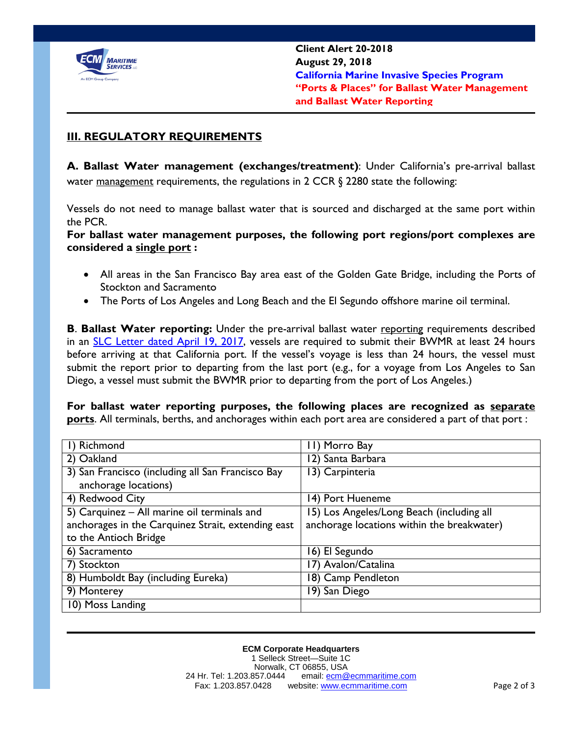**Client Alert 20-2018**
**August 29, 2018**
**California Marine Invasive Species Program**
**"Ports & Places" for Ballast Water Management and Ballast Water Reporting**

## III. REGULATORY REQUIREMENTS

**A. Ballast Water management (exchanges/treatment)**: Under California's pre-arrival ballast water management requirements, the regulations in 2 CCR § 2280 state the following:

Vessels do not need to manage ballast water that is sourced and discharged at the same port within the PCR.

**For ballast water management purposes, the following port regions/port complexes are considered a single port :**

- All areas in the San Francisco Bay area east of the Golden Gate Bridge, including the Ports of Stockton and Sacramento
- The Ports of Los Angeles and Long Beach and the El Segundo offshore marine oil terminal.

**B**. **Ballast Water reporting:** Under the pre-arrival ballast water reporting requirements described in an SLC Letter dated April 19, 2017, vessels are required to submit their BWMR at least 24 hours before arriving at that California port. If the vessel's voyage is less than 24 hours, the vessel must submit the report prior to departing from the last port (e.g., for a voyage from Los Angeles to San Diego, a vessel must submit the BWMR prior to departing from the port of Los Angeles.)

**For ballast water reporting purposes, the following places are recognized as separate ports**. All terminals, berths, and anchorages within each port area are considered a part of that port :

| | |
|---|---|
| 1) Richmond | 11) Morro Bay |
| 2) Oakland | 12) Santa Barbara |
| 3) San Francisco (including all San Francisco Bay anchorage locations) | 13) Carpinteria |
| 4) Redwood City | 14) Port Hueneme |
| 5) Carquinez – All marine oil terminals and anchorages in the Carquinez Strait, extending east to the Antioch Bridge | 15) Los Angeles/Long Beach (including all anchorage locations within the breakwater) |
| 6) Sacramento | 16) El Segundo |
| 7) Stockton | 17) Avalon/Catalina |
| 8) Humboldt Bay (including Eureka) | 18) Camp Pendleton |
| 9) Monterey | 19) San Diego |
| 10) Moss Landing | |

**ECM Corporate Headquarters**
1 Selleck Street—Suite 1C
Norwalk, CT 06855, USA
24 Hr. Tel: 1.203.857.0444 email: ecm@ecmmaritime.com
Fax: 1.203.857.0428 website: www.ecmmaritime.com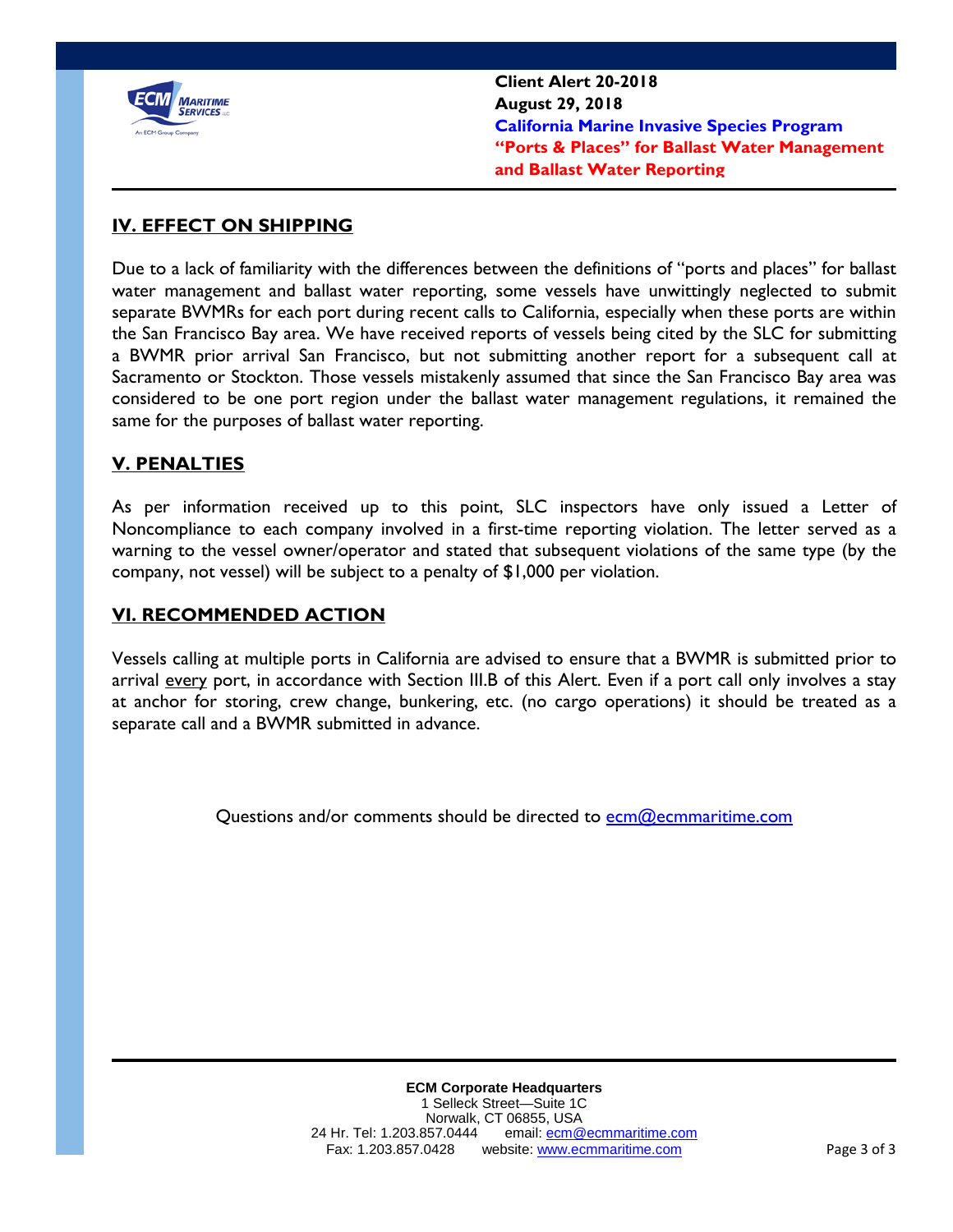## IV. EFFECT ON SHIPPING

Due to a lack of familiarity with the differences between the definitions of "ports and places" for ballast water management and ballast water reporting, some vessels have unwittingly neglected to submit separate BWMRs for each port during recent calls to California, especially when these ports are within the San Francisco Bay area. We have received reports of vessels being cited by the SLC for submitting a BWMR prior arrival San Francisco, but not submitting another report for a subsequent call at Sacramento or Stockton. Those vessels mistakenly assumed that since the San Francisco Bay area was considered to be one port region under the ballast water management regulations, it remained the same for the purposes of ballast water reporting.

## V. PENALTIES

As per information received up to this point, SLC inspectors have only issued a Letter of Noncompliance to each company involved in a first-time reporting violation. The letter served as a warning to the vessel owner/operator and stated that subsequent violations of the same type (by the company, not vessel) will be subject to a penalty of $1,000 per violation.

## VI. RECOMMENDED ACTION

Vessels calling at multiple ports in California are advised to ensure that a BWMR is submitted prior to arrival <u>every</u> port, in accordance with Section III.B of this Alert. Even if a port call only involves a stay at anchor for storing, crew change, bunkering, etc. (no cargo operations) it should be treated as a separate call and a BWMR submitted in advance.

Questions and/or comments should be directed to ecm@ecmmaritime.com